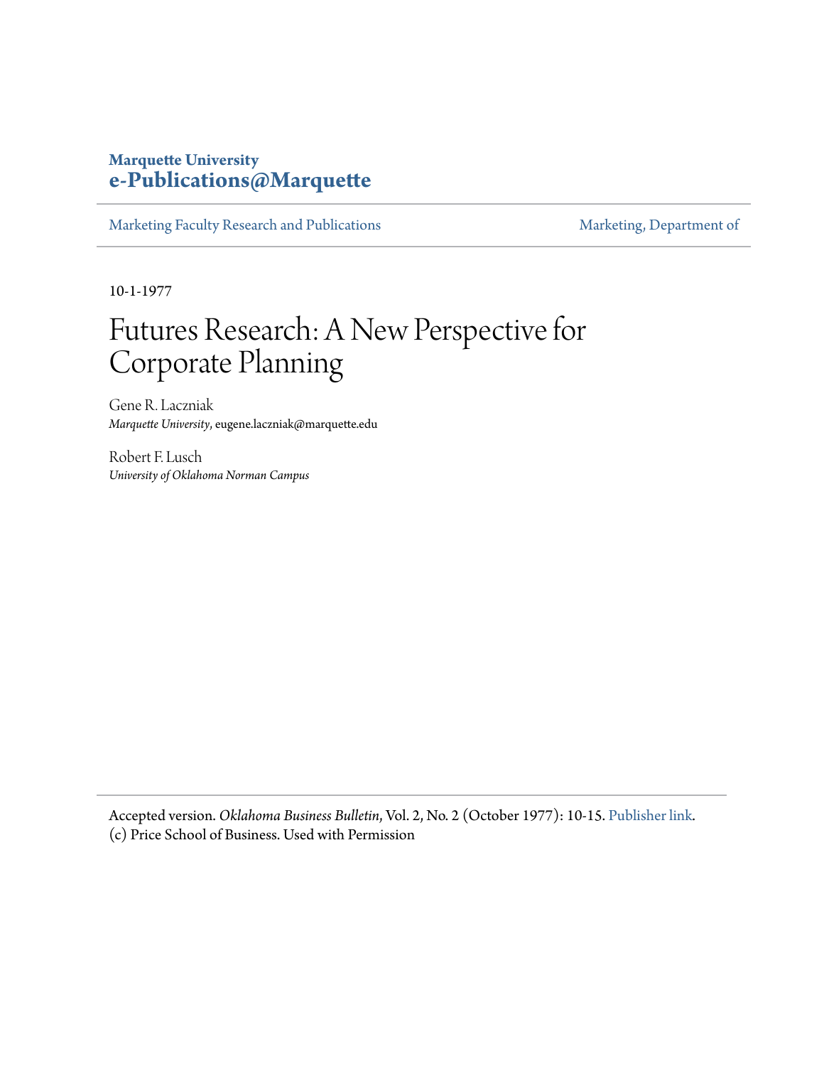**Marquette University**
**e-Publications@Marquette**

Marketing Faculty Research and Publications | Marketing, Department of

10-1-1977

# Futures Research: A New Perspective for Corporate Planning

Gene R. Laczniak
*Marquette University*, eugene.laczniak@marquette.edu

Robert F. Lusch
*University of Oklahoma Norman Campus*

Accepted version. *Oklahoma Business Bulletin*, Vol. 2, No. 2 (October 1977): 10-15. Publisher link. (c) Price School of Business. Used with Permission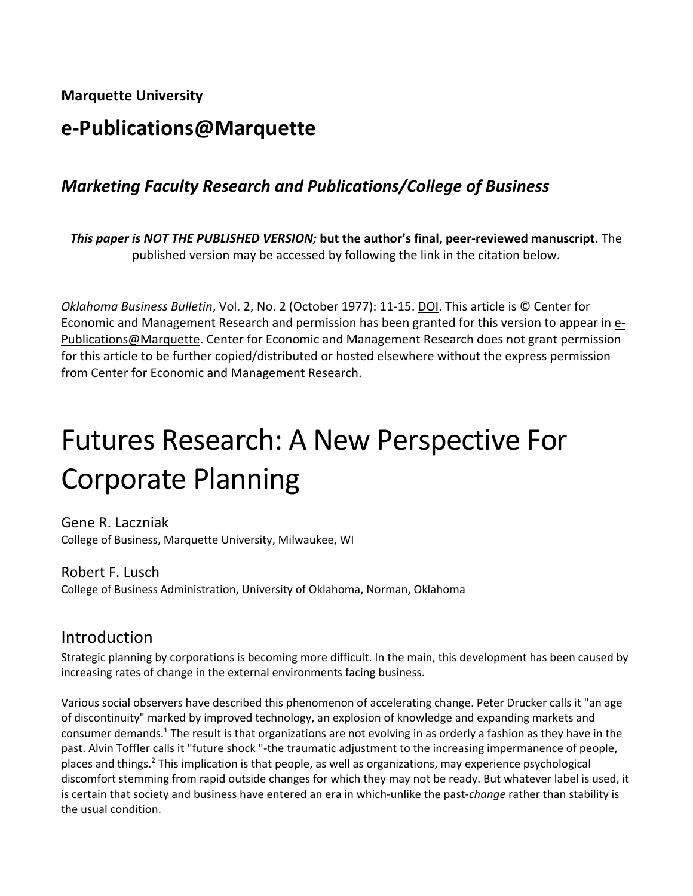**Marquette University**

## e-Publications@Marquette

### *Marketing Faculty Research and Publications/College of Business*

***This paper is NOT THE PUBLISHED VERSION;* but the author's final, peer-reviewed manuscript.** The published version may be accessed by following the link in the citation below.

*Oklahoma Business Bulletin*, Vol. 2, No. 2 (October 1977): 11-15. DOI. This article is © Center for Economic and Management Research and permission has been granted for this version to appear in e-Publications@Marquette. Center for Economic and Management Research does not grant permission for this article to be further copied/distributed or hosted elsewhere without the express permission from Center for Economic and Management Research.

# Futures Research: A New Perspective For Corporate Planning

Gene R. Laczniak
College of Business, Marquette University, Milwaukee, WI

Robert F. Lusch
College of Business Administration, University of Oklahoma, Norman, Oklahoma

## Introduction

Strategic planning by corporations is becoming more difficult. In the main, this development has been caused by increasing rates of change in the external environments facing business.

Various social observers have described this phenomenon of accelerating change. Peter Drucker calls it "an age of discontinuity" marked by improved technology, an explosion of knowledge and expanding markets and consumer demands.[1] The result is that organizations are not evolving in as orderly a fashion as they have in the past. Alvin Toffler calls it "future shock "-the traumatic adjustment to the increasing impermanence of people, places and things.[2] This implication is that people, as well as organizations, may experience psychological discomfort stemming from rapid outside changes for which they may not be ready. But whatever label is used, it is certain that society and business have entered an era in which-unlike the past-*change* rather than stability is the usual condition.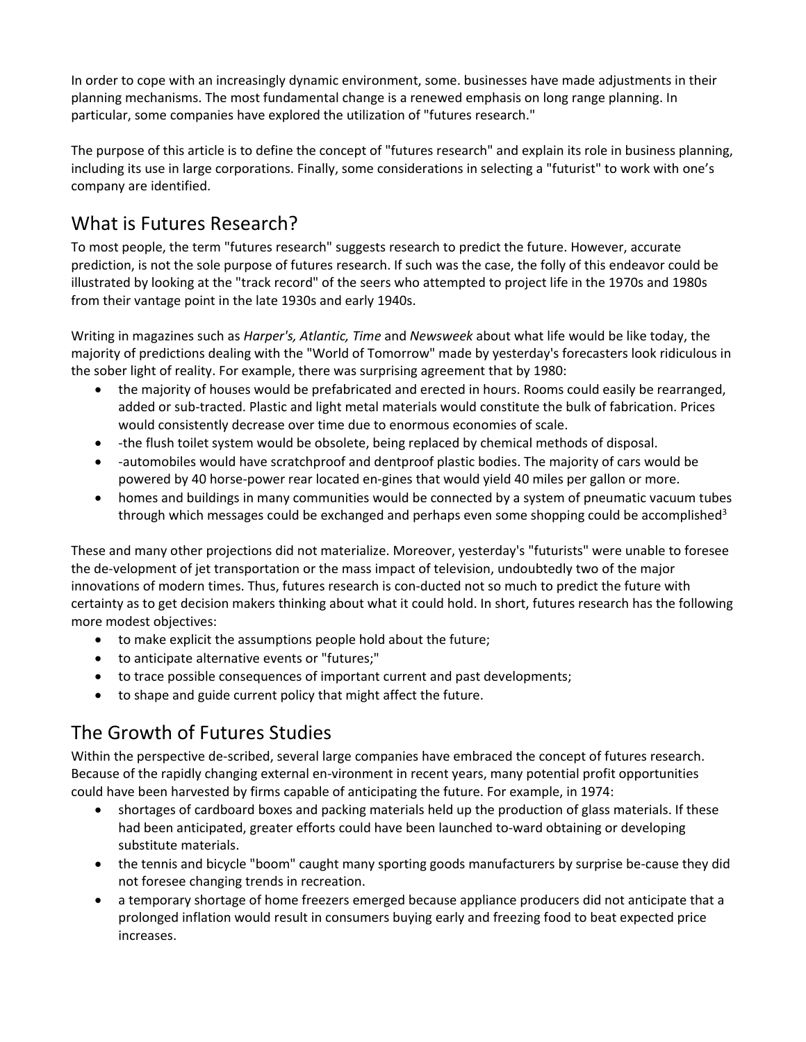In order to cope with an increasingly dynamic environment, some. businesses have made adjustments in their planning mechanisms. The most fundamental change is a renewed emphasis on long range planning. In particular, some companies have explored the utilization of "futures research."

The purpose of this article is to define the concept of "futures research" and explain its role in business planning, including its use in large corporations. Finally, some considerations in selecting a "futurist" to work with one's company are identified.

## What is Futures Research?

To most people, the term "futures research" suggests research to predict the future. However, accurate prediction, is not the sole purpose of futures research. If such was the case, the folly of this endeavor could be illustrated by looking at the "track record" of the seers who attempted to project life in the 1970s and 1980s from their vantage point in the late 1930s and early 1940s.

Writing in magazines such as *Harper's, Atlantic, Time* and *Newsweek* about what life would be like today, the majority of predictions dealing with the "World of Tomorrow" made by yesterday's forecasters look ridiculous in the sober light of reality. For example, there was surprising agreement that by 1980:

- the majority of houses would be prefabricated and erected in hours. Rooms could easily be rearranged, added or sub-tracted. Plastic and light metal materials would constitute the bulk of fabrication. Prices would consistently decrease over time due to enormous economies of scale.
- -the flush toilet system would be obsolete, being replaced by chemical methods of disposal.
- -automobiles would have scratchproof and dentproof plastic bodies. The majority of cars would be powered by 40 horse-power rear located en-gines that would yield 40 miles per gallon or more.
- homes and buildings in many communities would be connected by a system of pneumatic vacuum tubes through which messages could be exchanged and perhaps even some shopping could be accomplished[3]

These and many other projections did not materialize. Moreover, yesterday's "futurists" were unable to foresee the de-velopment of jet transportation or the mass impact of television, undoubtedly two of the major innovations of modern times. Thus, futures research is con-ducted not so much to predict the future with certainty as to get decision makers thinking about what it could hold. In short, futures research has the following more modest objectives:

- to make explicit the assumptions people hold about the future;
- to anticipate alternative events or "futures;"
- to trace possible consequences of important current and past developments;
- to shape and guide current policy that might affect the future.

## The Growth of Futures Studies

Within the perspective de-scribed, several large companies have embraced the concept of futures research. Because of the rapidly changing external en-vironment in recent years, many potential profit opportunities could have been harvested by firms capable of anticipating the future. For example, in 1974:

- shortages of cardboard boxes and packing materials held up the production of glass materials. If these had been anticipated, greater efforts could have been launched to-ward obtaining or developing substitute materials.
- the tennis and bicycle "boom" caught many sporting goods manufacturers by surprise be-cause they did not foresee changing trends in recreation.
- a temporary shortage of home freezers emerged because appliance producers did not anticipate that a prolonged inflation would result in consumers buying early and freezing food to beat expected price increases.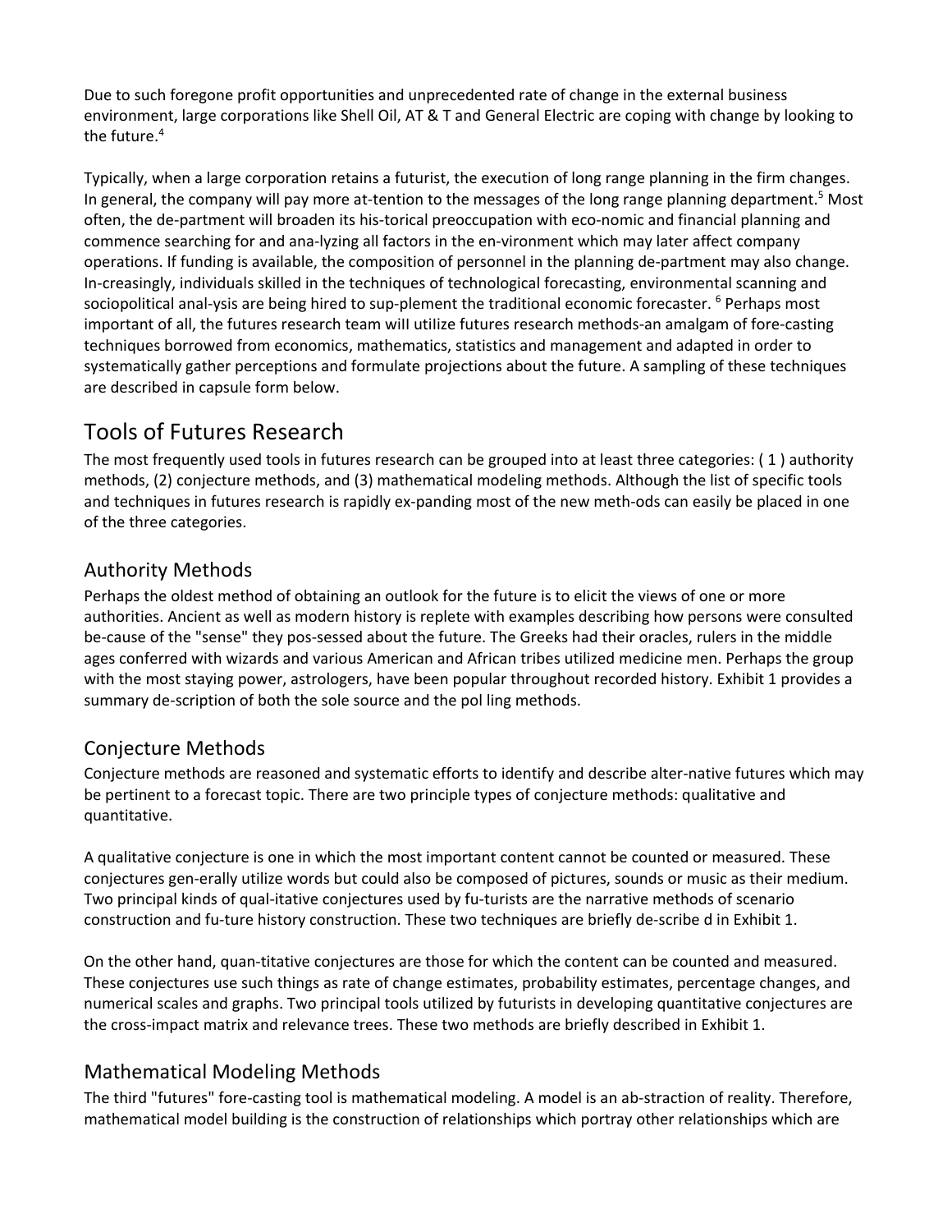Due to such foregone profit opportunities and unprecedented rate of change in the external business environment, large corporations like Shell Oil, AT & T and General Electric are coping with change by looking to the future.[4]

Typically, when a large corporation retains a futurist, the execution of long range planning in the firm changes. In general, the company will pay more at-tention to the messages of the long range planning department.[5] Most often, the de-partment will broaden its his-torical preoccupation with eco-nomic and financial planning and commence searching for and ana-lyzing all factors in the en-vironment which may later affect company operations. If funding is available, the composition of personnel in the planning de-partment may also change. In-creasingly, individuals skilled in the techniques of technological forecasting, environmental scanning and sociopolitical anal-ysis are being hired to sup-plement the traditional economic forecaster. [6] Perhaps most important of all, the futures research team wiII utilize futures research methods-an amalgam of fore-casting techniques borrowed from economics, mathematics, statistics and management and adapted in order to systematically gather perceptions and formulate projections about the future. A sampling of these techniques are described in capsule form below.

# Tools of Futures Research

The most frequently used tools in futures research can be grouped into at least three categories: ( 1 ) authority methods, (2) conjecture methods, and (3) mathematical modeling methods. Although the list of specific tools and techniques in futures research is rapidly ex-panding most of the new meth-ods can easily be placed in one of the three categories.

## Authority Methods

Perhaps the oldest method of obtaining an outlook for the future is to elicit the views of one or more authorities. Ancient as well as modern history is replete with examples describing how persons were consulted be-cause of the "sense" they pos-sessed about the future. The Greeks had their oracles, rulers in the middle ages conferred with wizards and various American and African tribes utilized medicine men. Perhaps the group with the most staying power, astrologers, have been popular throughout recorded history. Exhibit 1 provides a summary de-scription of both the sole source and the pol ling methods.

## Conjecture Methods

Conjecture methods are reasoned and systematic efforts to identify and describe alter-native futures which may be pertinent to a forecast topic. There are two principle types of conjecture methods: qualitative and quantitative.

A qualitative conjecture is one in which the most important content cannot be counted or measured. These conjectures gen-erally utilize words but could also be composed of pictures, sounds or music as their medium. Two principal kinds of qual-itative conjectures used by fu-turists are the narrative methods of scenario construction and fu-ture history construction. These two techniques are briefly de-scribe d in Exhibit 1.

On the other hand, quan-titative conjectures are those for which the content can be counted and measured. These conjectures use such things as rate of change estimates, probability estimates, percentage changes, and numerical scales and graphs. Two principal tools utilized by futurists in developing quantitative conjectures are the cross-impact matrix and relevance trees. These two methods are briefly described in Exhibit 1.

## Mathematical Modeling Methods

The third "futures" fore-casting tool is mathematical modeling. A model is an ab-straction of reality. Therefore, mathematical model building is the construction of relationships which portray other relationships which are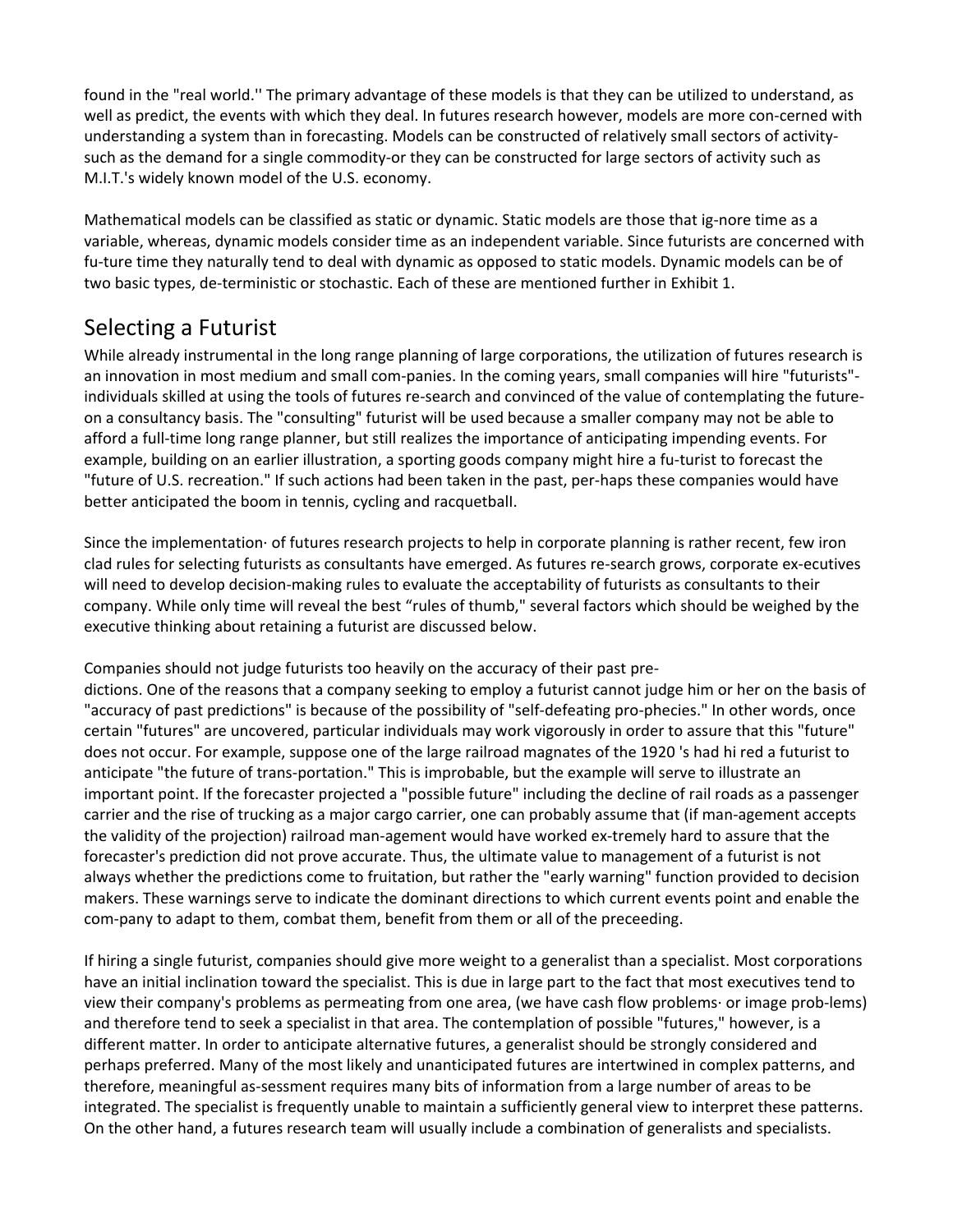found in the "real world.'' The primary advantage of these models is that they can be utilized to understand, as well as predict, the events with which they deal. In futures research however, models are more con-cerned with understanding a system than in forecasting. Models can be constructed of relatively small sectors of activity-such as the demand for a single commodity-or they can be constructed for large sectors of activity such as M.I.T.'s widely known model of the U.S. economy.

Mathematical models can be classified as static or dynamic. Static models are those that ig-nore time as a variable, whereas, dynamic models consider time as an independent variable. Since futurists are concerned with fu-ture time they naturally tend to deal with dynamic as opposed to static models. Dynamic models can be of two basic types, de-terministic or stochastic. Each of these are mentioned further in Exhibit 1.

## Selecting a Futurist

While already instrumental in the long range planning of large corporations, the utilization of futures research is an innovation in most medium and small com-panies. In the coming years, small companies will hire "futurists"-individuals skilled at using the tools of futures re-search and convinced of the value of contemplating the future-on a consultancy basis. The "consulting" futurist will be used because a smaller company may not be able to afford a full-time long range planner, but still realizes the importance of anticipating impending events. For example, building on an earlier illustration, a sporting goods company might hire a fu-turist to forecast the "future of U.S. recreation." If such actions had been taken in the past, per-haps these companies would have better anticipated the boom in tennis, cycling and racquetball.

Since the implementation· of futures research projects to help in corporate planning is rather recent, few iron clad rules for selecting futurists as consultants have emerged. As futures re-search grows, corporate ex-ecutives will need to develop decision-making rules to evaluate the acceptability of futurists as consultants to their company. While only time will reveal the best "rules of thumb," several factors which should be weighed by the executive thinking about retaining a futurist are discussed below.

Companies should not judge futurists too heavily on the accuracy of their past pre-dictions. One of the reasons that a company seeking to employ a futurist cannot judge him or her on the basis of "accuracy of past predictions" is because of the possibility of "self-defeating pro-phecies." In other words, once certain "futures" are uncovered, particular individuals may work vigorously in order to assure that this "future" does not occur. For example, suppose one of the large railroad magnates of the 1920 's had hi red a futurist to anticipate "the future of trans-portation." This is improbable, but the example will serve to illustrate an important point. If the forecaster projected a "possible future" including the decline of rail roads as a passenger carrier and the rise of trucking as a major cargo carrier, one can probably assume that (if man-agement accepts the validity of the projection) railroad man-agement would have worked ex-tremely hard to assure that the forecaster's prediction did not prove accurate. Thus, the ultimate value to management of a futurist is not always whether the predictions come to fruitation, but rather the "early warning" function provided to decision makers. These warnings serve to indicate the dominant directions to which current events point and enable the com-pany to adapt to them, combat them, benefit from them or all of the preceeding.

If hiring a single futurist, companies should give more weight to a generalist than a specialist. Most corporations have an initial inclination toward the specialist. This is due in large part to the fact that most executives tend to view their company's problems as permeating from one area, (we have cash flow problems· or image prob-lems) and therefore tend to seek a specialist in that area. The contemplation of possible "futures," however, is a different matter. In order to anticipate alternative futures, a generalist should be strongly considered and perhaps preferred. Many of the most likely and unanticipated futures are intertwined in complex patterns, and therefore, meaningful as-sessment requires many bits of information from a large number of areas to be integrated. The specialist is frequently unable to maintain a sufficiently general view to interpret these patterns. On the other hand, a futures research team will usually include a combination of generalists and specialists.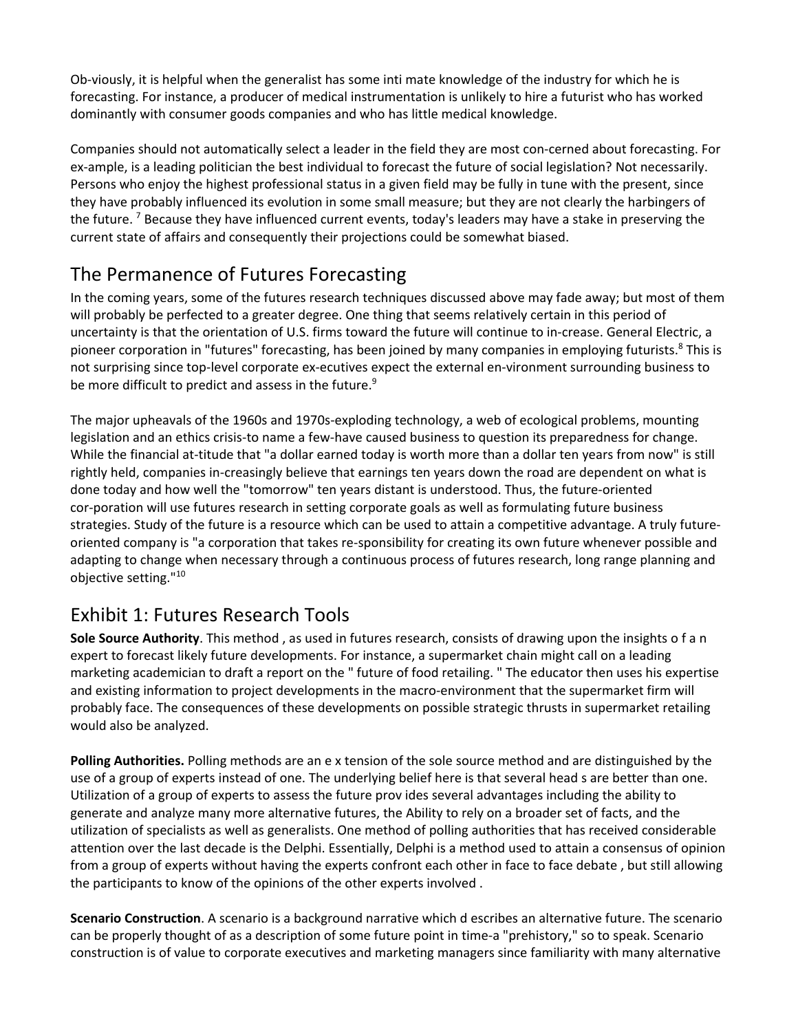Ob-viously, it is helpful when the generalist has some inti mate knowledge of the industry for which he is forecasting. For instance, a producer of medical instrumentation is unlikely to hire a futurist who has worked dominantly with consumer goods companies and who has little medical knowledge.

Companies should not automatically select a leader in the field they are most con-cerned about forecasting. For ex-ample, is a leading politician the best individual to forecast the future of social legislation? Not necessarily. Persons who enjoy the highest professional status in a given field may be fully in tune with the present, since they have probably influenced its evolution in some small measure; but they are not clearly the harbingers of the future. [7] Because they have influenced current events, today's leaders may have a stake in preserving the current state of affairs and consequently their projections could be somewhat biased.

## The Permanence of Futures Forecasting

In the coming years, some of the futures research techniques discussed above may fade away; but most of them will probably be perfected to a greater degree. One thing that seems relatively certain in this period of uncertainty is that the orientation of U.S. firms toward the future will continue to in-crease. General Electric, a pioneer corporation in "futures" forecasting, has been joined by many companies in employing futurists.[8] This is not surprising since top-level corporate ex-ecutives expect the external en-vironment surrounding business to be more difficult to predict and assess in the future.[9]

The major upheavals of the 1960s and 1970s-exploding technology, a web of ecological problems, mounting legislation and an ethics crisis-to name a few-have caused business to question its preparedness for change. While the financial at-titude that "a dollar earned today is worth more than a dollar ten years from now" is still rightly held, companies in-creasingly believe that earnings ten years down the road are dependent on what is done today and how well the "tomorrow" ten years distant is understood. Thus, the future-oriented cor-poration will use futures research in setting corporate goals as well as formulating future business strategies. Study of the future is a resource which can be used to attain a competitive advantage. A truly future-oriented company is "a corporation that takes re-sponsibility for creating its own future whenever possible and adapting to change when necessary through a continuous process of futures research, long range planning and objective setting."[10]

## Exhibit 1: Futures Research Tools

**Sole Source Authority**. This method , as used in futures research, consists of drawing upon the insights o f a n expert to forecast likely future developments. For instance, a supermarket chain might call on a leading marketing academician to draft a report on the " future of food retailing. " The educator then uses his expertise and existing information to project developments in the macro-environment that the supermarket firm will probably face. The consequences of these developments on possible strategic thrusts in supermarket retailing would also be analyzed.

**Polling Authorities.** Polling methods are an e x tension of the sole source method and are distinguished by the use of a group of experts instead of one. The underlying belief here is that several head s are better than one. Utilization of a group of experts to assess the future prov ides several advantages including the ability to generate and analyze many more alternative futures, the Ability to rely on a broader set of facts, and the utilization of specialists as well as generalists. One method of polling authorities that has received considerable attention over the last decade is the Delphi. Essentially, Delphi is a method used to attain a consensus of opinion from a group of experts without having the experts confront each other in face to face debate , but still allowing the participants to know of the opinions of the other experts involved .

**Scenario Construction**. A scenario is a background narrative which d escribes an alternative future. The scenario can be properly thought of as a description of some future point in time-a "prehistory," so to speak. Scenario construction is of value to corporate executives and marketing managers since familiarity with many alternative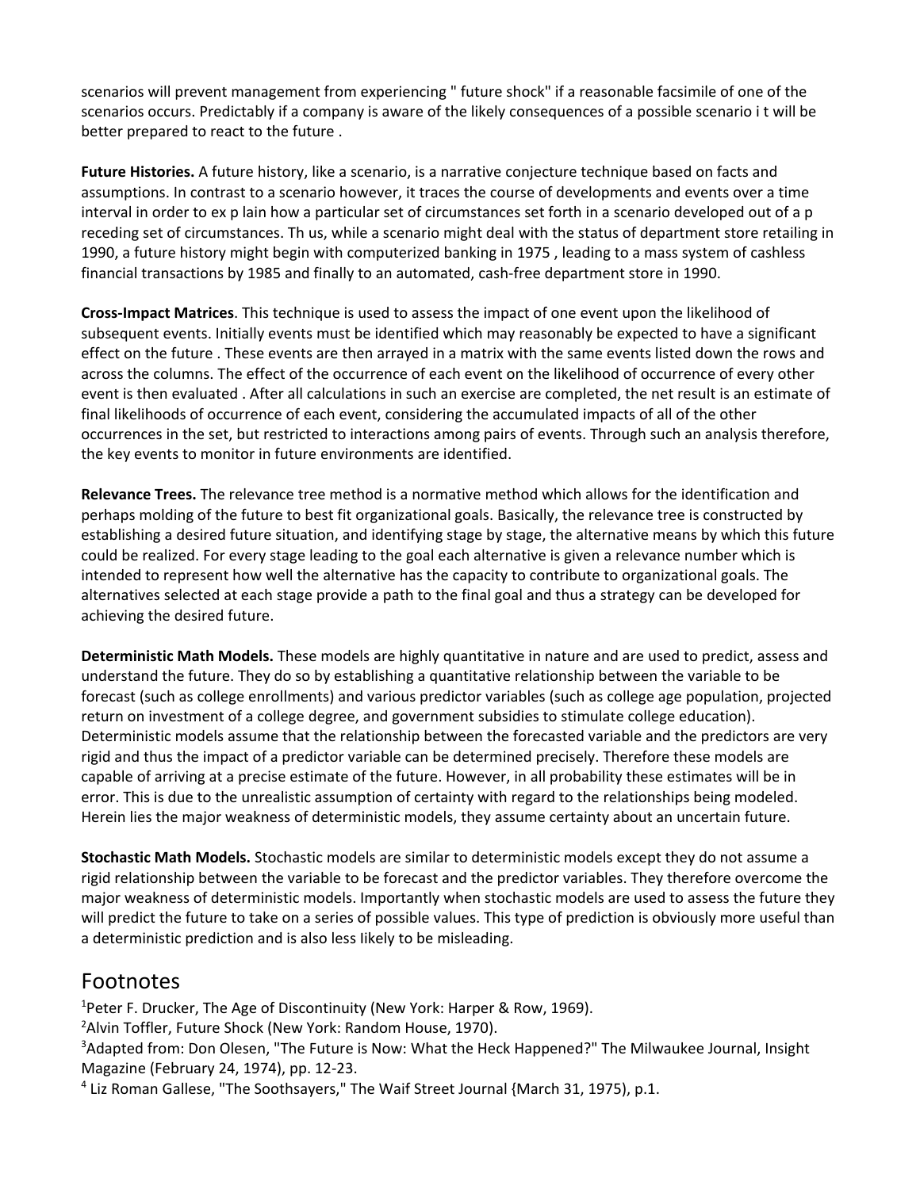scenarios will prevent management from experiencing " future shock" if a reasonable facsimile of one of the scenarios occurs. Predictably if a company is aware of the likely consequences of a possible scenario i t will be better prepared to react to the future .

**Future Histories.** A future history, like a scenario, is a narrative conjecture technique based on facts and assumptions. In contrast to a scenario however, it traces the course of developments and events over a time interval in order to ex p lain how a particular set of circumstances set forth in a scenario developed out of a p receding set of circumstances. Th us, while a scenario might deal with the status of department store retailing in 1990, a future history might begin with computerized banking in 1975 , leading to a mass system of cashless financial transactions by 1985 and finally to an automated, cash-free department store in 1990.

**Cross-Impact Matrices**. This technique is used to assess the impact of one event upon the likelihood of subsequent events. Initially events must be identified which may reasonably be expected to have a significant effect on the future . These events are then arrayed in a matrix with the same events listed down the rows and across the columns. The effect of the occurrence of each event on the likelihood of occurrence of every other event is then evaluated . After all calculations in such an exercise are completed, the net result is an estimate of final likelihoods of occurrence of each event, considering the accumulated impacts of all of the other occurrences in the set, but restricted to interactions among pairs of events. Through such an analysis therefore, the key events to monitor in future environments are identified.

**Relevance Trees.** The relevance tree method is a normative method which allows for the identification and perhaps molding of the future to best fit organizational goals. Basically, the relevance tree is constructed by establishing a desired future situation, and identifying stage by stage, the alternative means by which this future could be realized. For every stage leading to the goal each alternative is given a relevance number which is intended to represent how well the alternative has the capacity to contribute to organizational goals. The alternatives selected at each stage provide a path to the final goal and thus a strategy can be developed for achieving the desired future.

**Deterministic Math Models.** These models are highly quantitative in nature and are used to predict, assess and understand the future. They do so by establishing a quantitative relationship between the variable to be forecast (such as college enrollments) and various predictor variables (such as college age population, projected return on investment of a college degree, and government subsidies to stimulate college education). Deterministic models assume that the relationship between the forecasted variable and the predictors are very rigid and thus the impact of a predictor variable can be determined precisely. Therefore these models are capable of arriving at a precise estimate of the future. However, in all probability these estimates will be in error. This is due to the unrealistic assumption of certainty with regard to the relationships being modeled. Herein lies the major weakness of deterministic models, they assume certainty about an uncertain future.

**Stochastic Math Models.** Stochastic models are similar to deterministic models except they do not assume a rigid relationship between the variable to be forecast and the predictor variables. They therefore overcome the major weakness of deterministic models. Importantly when stochastic models are used to assess the future they will predict the future to take on a series of possible values. This type of prediction is obviously more useful than a deterministic prediction and is also less likely to be misleading.

## Footnotes

[1]Peter F. Drucker, The Age of Discontinuity (New York: Harper & Row, 1969).

[2]Alvin Toffler, Future Shock (New York: Random House, 1970).

[3]Adapted from: Don Olesen, "The Future is Now: What the Heck Happened?" The Milwaukee Journal, Insight Magazine (February 24, 1974), pp. 12-23.

[4] Liz Roman Gallese, "The Soothsayers," The Waif Street Journal {March 31, 1975), p.1.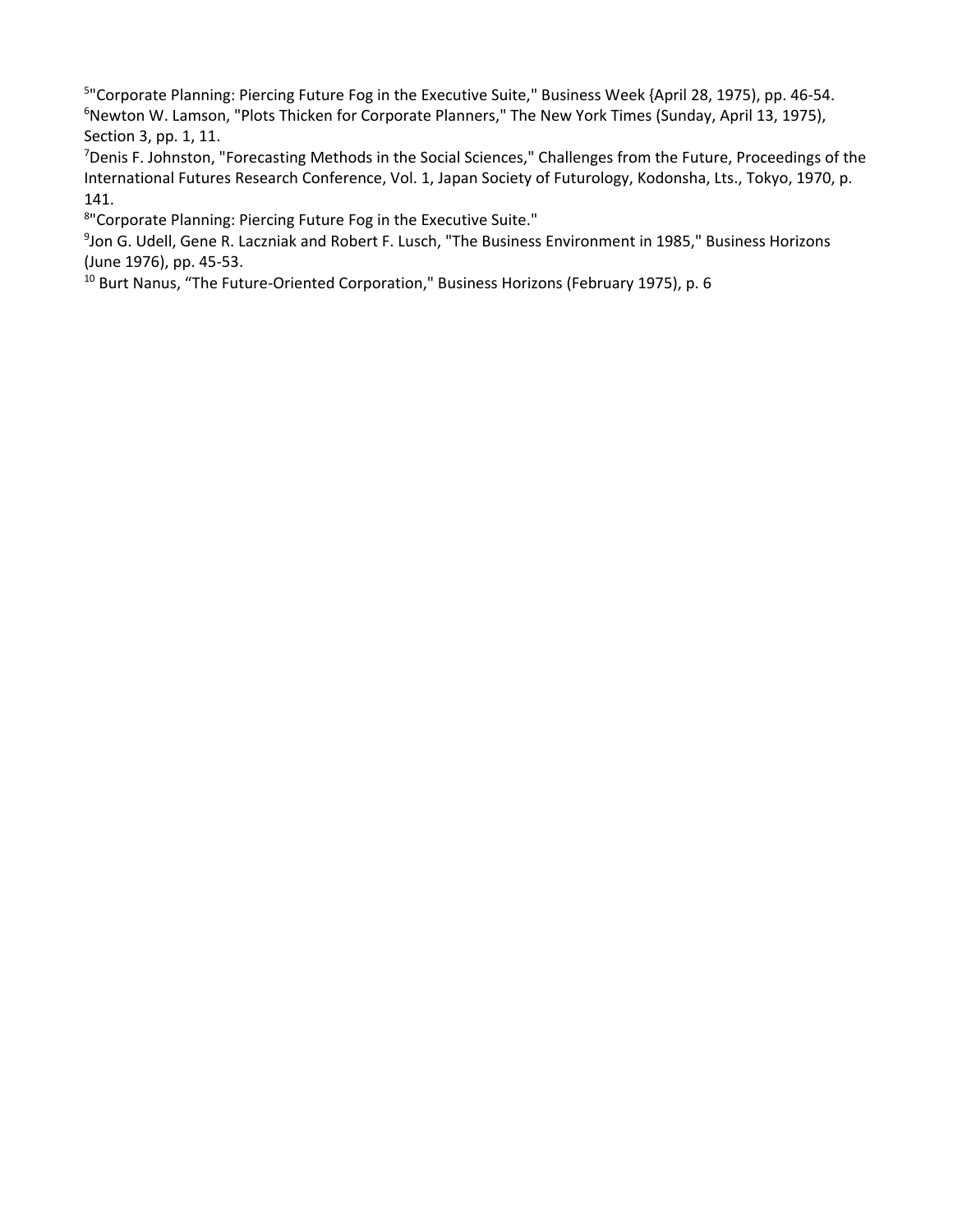[5]"Corporate Planning: Piercing Future Fog in the Executive Suite," Business Week {April 28, 1975), pp. 46-54.

[6]Newton W. Lamson, "Plots Thicken for Corporate Planners," The New York Times (Sunday, April 13, 1975), Section 3, pp. 1, 11.

[7]Denis F. Johnston, "Forecasting Methods in the Social Sciences," Challenges from the Future, Proceedings of the International Futures Research Conference, Vol. 1, Japan Society of Futurology, Kodonsha, Lts., Tokyo, 1970, p. 141.

[8]"Corporate Planning: Piercing Future Fog in the Executive Suite."

[9]Jon G. Udell, Gene R. Laczniak and Robert F. Lusch, "The Business Environment in 1985," Business Horizons (June 1976), pp. 45-53.

[10] Burt Nanus, "The Future-Oriented Corporation," Business Horizons (February 1975), p. 6